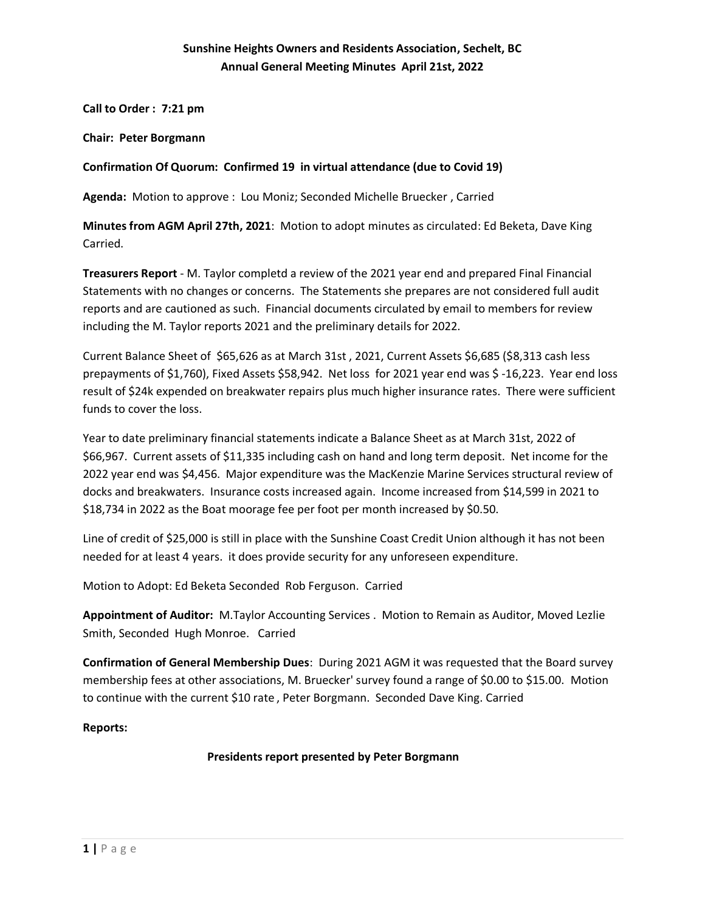# Sunshine Heights Owners and Residents Association, Sechelt, BC
## Annual General Meeting Minutes April 21st, 2022

**Call to Order : 7:21 pm**

**Chair: Peter Borgmann**

**Confirmation Of Quorum: Confirmed 19 in virtual attendance (due to Covid 19)**

**Agenda:** Motion to approve : Lou Moniz; Seconded Michelle Bruecker , Carried

**Minutes from AGM April 27th, 2021**: Motion to adopt minutes as circulated: Ed Beketa, Dave King Carried.

**Treasurers Report** - M. Taylor completd a review of the 2021 year end and prepared Final Financial Statements with no changes or concerns. The Statements she prepares are not considered full audit reports and are cautioned as such. Financial documents circulated by email to members for review including the M. Taylor reports 2021 and the preliminary details for 2022.

Current Balance Sheet of $65,626 as at March 31st , 2021, Current Assets $6,685 ($8,313 cash less prepayments of $1,760), Fixed Assets $58,942. Net loss for 2021 year end was $ -16,223. Year end loss result of $24k expended on breakwater repairs plus much higher insurance rates. There were sufficient funds to cover the loss.

Year to date preliminary financial statements indicate a Balance Sheet as at March 31st, 2022 of $66,967. Current assets of $11,335 including cash on hand and long term deposit. Net income for the 2022 year end was $4,456. Major expenditure was the MacKenzie Marine Services structural review of docks and breakwaters. Insurance costs increased again. Income increased from $14,599 in 2021 to $18,734 in 2022 as the Boat moorage fee per foot per month increased by $0.50.

Line of credit of $25,000 is still in place with the Sunshine Coast Credit Union although it has not been needed for at least 4 years. it does provide security for any unforeseen expenditure.

Motion to Adopt: Ed Beketa Seconded Rob Ferguson. Carried

**Appointment of Auditor:** M.Taylor Accounting Services . Motion to Remain as Auditor, Moved Lezlie Smith, Seconded Hugh Monroe. Carried

**Confirmation of General Membership Dues**: During 2021 AGM it was requested that the Board survey membership fees at other associations, M. Bruecker' survey found a range of $0.00 to $15.00. Motion to continue with the current $10 rate , Peter Borgmann. Seconded Dave King. Carried

**Reports:**

**Presidents report presented by Peter Borgmann**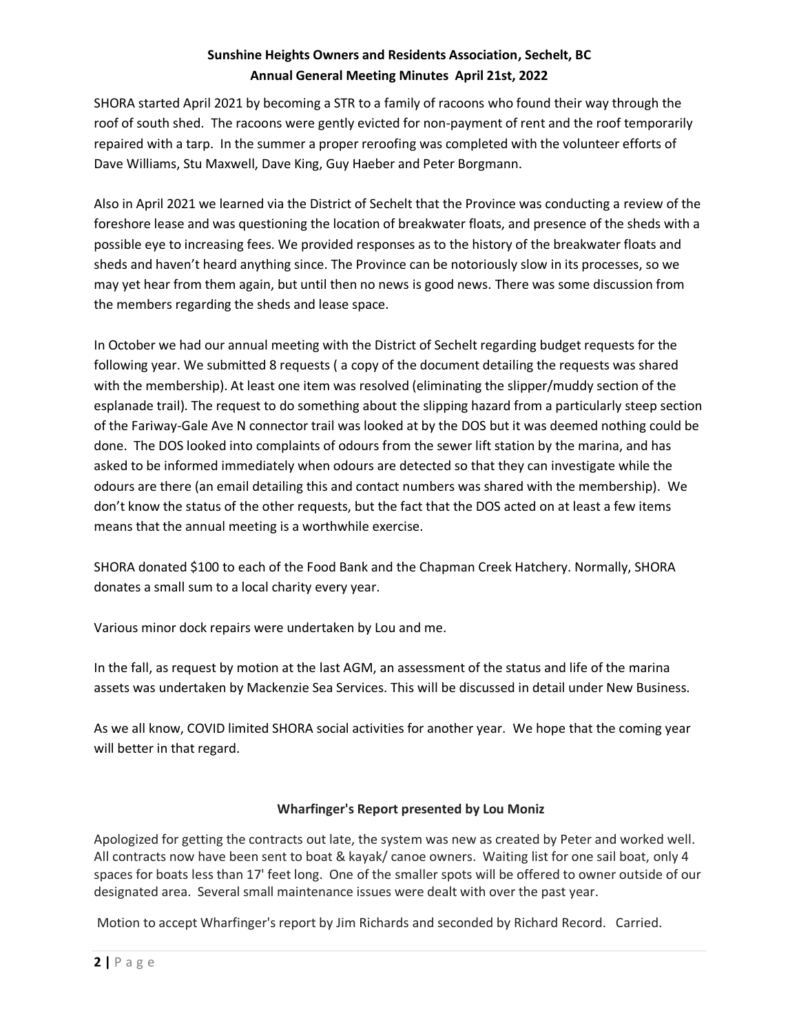**Sunshine Heights Owners and Residents Association, Sechelt, BC**
**Annual General Meeting Minutes April 21st, 2022**

SHORA started April 2021 by becoming a STR to a family of racoons who found their way through the roof of south shed. The racoons were gently evicted for non-payment of rent and the roof temporarily repaired with a tarp. In the summer a proper reroofing was completed with the volunteer efforts of Dave Williams, Stu Maxwell, Dave King, Guy Haeber and Peter Borgmann.

Also in April 2021 we learned via the District of Sechelt that the Province was conducting a review of the foreshore lease and was questioning the location of breakwater floats, and presence of the sheds with a possible eye to increasing fees. We provided responses as to the history of the breakwater floats and sheds and haven't heard anything since. The Province can be notoriously slow in its processes, so we may yet hear from them again, but until then no news is good news. There was some discussion from the members regarding the sheds and lease space.

In October we had our annual meeting with the District of Sechelt regarding budget requests for the following year. We submitted 8 requests ( a copy of the document detailing the requests was shared with the membership). At least one item was resolved (eliminating the slipper/muddy section of the esplanade trail). The request to do something about the slipping hazard from a particularly steep section of the Fariway-Gale Ave N connector trail was looked at by the DOS but it was deemed nothing could be done. The DOS looked into complaints of odours from the sewer lift station by the marina, and has asked to be informed immediately when odours are detected so that they can investigate while the odours are there (an email detailing this and contact numbers was shared with the membership). We don't know the status of the other requests, but the fact that the DOS acted on at least a few items means that the annual meeting is a worthwhile exercise.

SHORA donated $100 to each of the Food Bank and the Chapman Creek Hatchery. Normally, SHORA donates a small sum to a local charity every year.

Various minor dock repairs were undertaken by Lou and me.

In the fall, as request by motion at the last AGM, an assessment of the status and life of the marina assets was undertaken by Mackenzie Sea Services. This will be discussed in detail under New Business.

As we all know, COVID limited SHORA social activities for another year. We hope that the coming year will better in that regard.

### Wharfinger's Report presented by Lou Moniz

Apologized for getting the contracts out late, the system was new as created by Peter and worked well. All contracts now have been sent to boat & kayak/ canoe owners. Waiting list for one sail boat, only 4 spaces for boats less than 17' feet long. One of the smaller spots will be offered to owner outside of our designated area. Several small maintenance issues were dealt with over the past year.

Motion to accept Wharfinger's report by Jim Richards and seconded by Richard Record. Carried.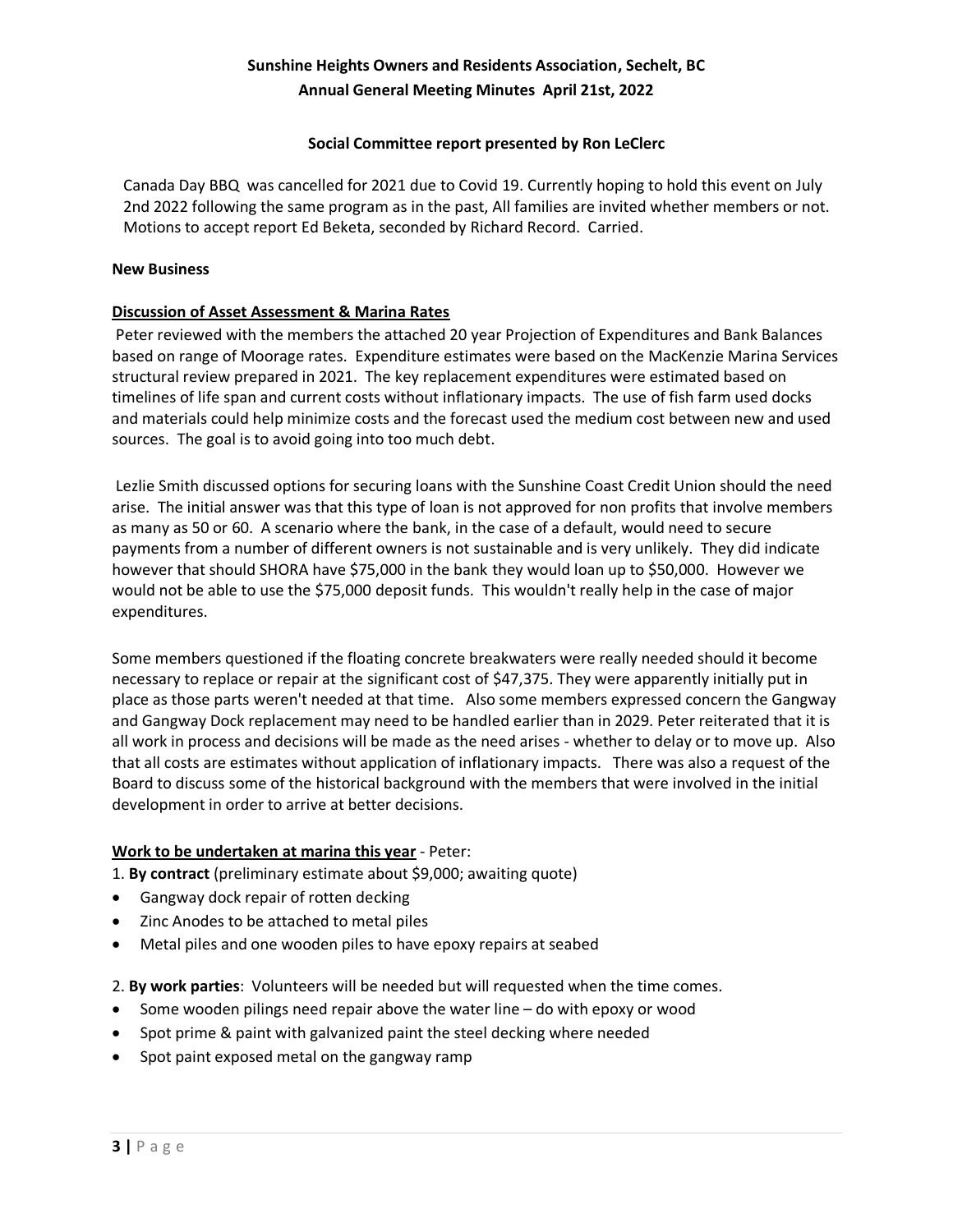**Sunshine Heights Owners and Residents Association, Sechelt, BC**
**Annual General Meeting Minutes April 21st, 2022**

**Social Committee report presented by Ron LeClerc**

Canada Day BBQ was cancelled for 2021 due to Covid 19. Currently hoping to hold this event on July 2nd 2022 following the same program as in the past, All families are invited whether members or not. Motions to accept report Ed Beketa, seconded by Richard Record. Carried.

**New Business**

**Discussion of Asset Assessment & Marina Rates**

Peter reviewed with the members the attached 20 year Projection of Expenditures and Bank Balances based on range of Moorage rates. Expenditure estimates were based on the MacKenzie Marina Services structural review prepared in 2021. The key replacement expenditures were estimated based on timelines of life span and current costs without inflationary impacts. The use of fish farm used docks and materials could help minimize costs and the forecast used the medium cost between new and used sources. The goal is to avoid going into too much debt.

Lezlie Smith discussed options for securing loans with the Sunshine Coast Credit Union should the need arise. The initial answer was that this type of loan is not approved for non profits that involve members as many as 50 or 60. A scenario where the bank, in the case of a default, would need to secure payments from a number of different owners is not sustainable and is very unlikely. They did indicate however that should SHORA have $75,000 in the bank they would loan up to $50,000. However we would not be able to use the $75,000 deposit funds. This wouldn't really help in the case of major expenditures.

Some members questioned if the floating concrete breakwaters were really needed should it become necessary to replace or repair at the significant cost of $47,375. They were apparently initially put in place as those parts weren't needed at that time. Also some members expressed concern the Gangway and Gangway Dock replacement may need to be handled earlier than in 2029. Peter reiterated that it is all work in process and decisions will be made as the need arises - whether to delay or to move up. Also that all costs are estimates without application of inflationary impacts. There was also a request of the Board to discuss some of the historical background with the members that were involved in the initial development in order to arrive at better decisions.

**Work to be undertaken at marina this year** - Peter:

1. **By contract** (preliminary estimate about $9,000; awaiting quote)

- Gangway dock repair of rotten decking
- Zinc Anodes to be attached to metal piles
- Metal piles and one wooden piles to have epoxy repairs at seabed

2. **By work parties**: Volunteers will be needed but will requested when the time comes.

- Some wooden pilings need repair above the water line – do with epoxy or wood
- Spot prime & paint with galvanized paint the steel decking where needed
- Spot paint exposed metal on the gangway ramp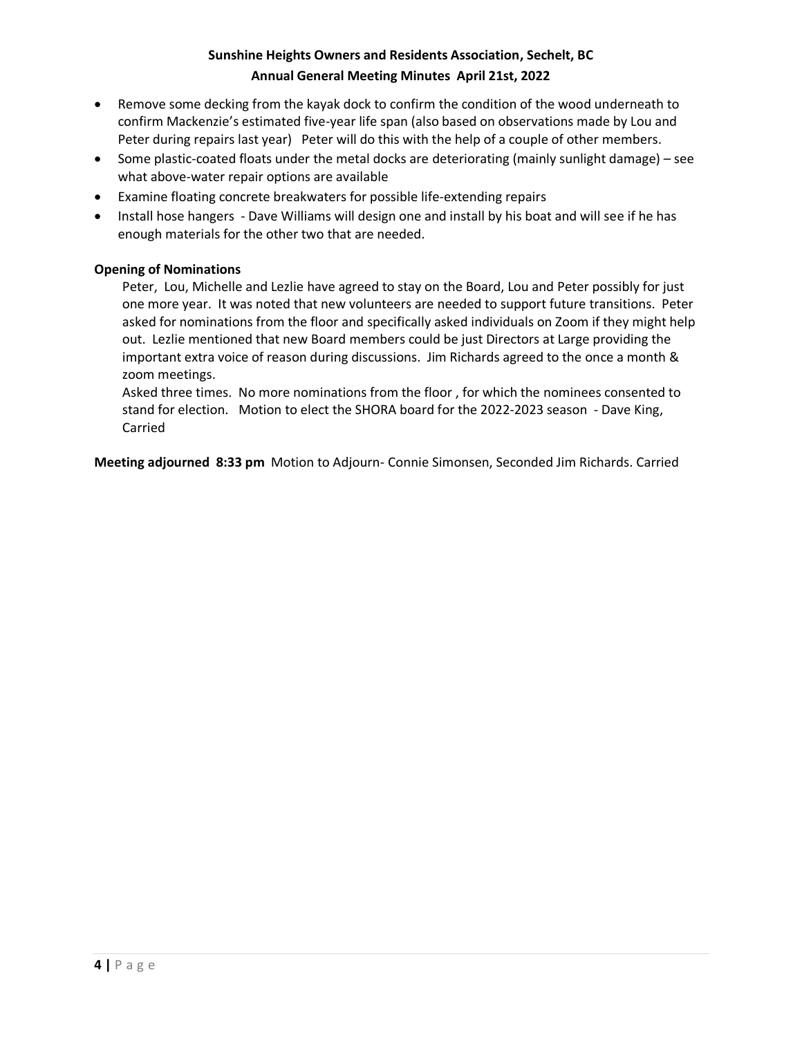- Remove some decking from the kayak dock to confirm the condition of the wood underneath to confirm Mackenzie's estimated five-year life span (also based on observations made by Lou and Peter during repairs last year) Peter will do this with the help of a couple of other members.
- Some plastic-coated floats under the metal docks are deteriorating (mainly sunlight damage) – see what above-water repair options are available
- Examine floating concrete breakwaters for possible life-extending repairs
- Install hose hangers - Dave Williams will design one and install by his boat and will see if he has enough materials for the other two that are needed.

**Opening of Nominations**

Peter, Lou, Michelle and Lezlie have agreed to stay on the Board, Lou and Peter possibly for just one more year. It was noted that new volunteers are needed to support future transitions. Peter asked for nominations from the floor and specifically asked individuals on Zoom if they might help out. Lezlie mentioned that new Board members could be just Directors at Large providing the important extra voice of reason during discussions. Jim Richards agreed to the once a month & zoom meetings.

Asked three times. No more nominations from the floor , for which the nominees consented to stand for election. Motion to elect the SHORA board for the 2022-2023 season - Dave King, Carried

**Meeting adjourned 8:33 pm** Motion to Adjourn- Connie Simonsen, Seconded Jim Richards. Carried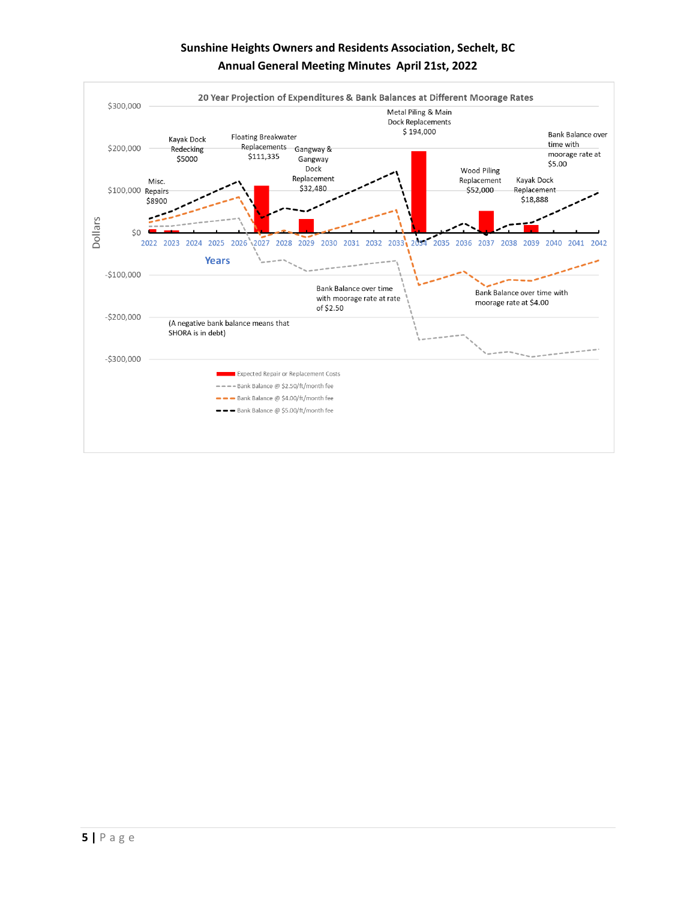**Sunshine Heights Owners and Residents Association, Sechelt, BC**

**Annual General Meeting Minutes April 21st, 2022**

20 Year Projection of Expenditures & Bank Balances at Different Moorage Rates

$300,000
$200,000
$100,000
$0
-$100,000
-$200,000
-$300,000

Dollars

2022 2023 2024 2025 2026 2027 2028 2029 2030 2031 2032 2033 2034 2035 2036 2037 2038 2039 2040 2041 2042

Years

Misc. Repairs $8900

Kayak Dock Redecking $5000

Floating Breakwater Replacements $111,335

Gangway & Gangway Dock Replacement $32,480

Metal Piling & Main Dock Replacements $ 194,000

Wood Piling Replacement $52,000

Kayak Dock Replacement $18,888

Bank Balance over time with moorage rate at $5.00

Bank Balance over time with moorage rate at rate of $2.50

Bank Balance over time with moorage rate at $4.00

(A negative bank balance means that SHORA is in debt)

Expected Repair or Replacement Costs
Bank Balance @ $2.50/ft/month fee
Bank Balance @ $4.00/ft/month fee
Bank Balance @ $5.00/ft/month fee